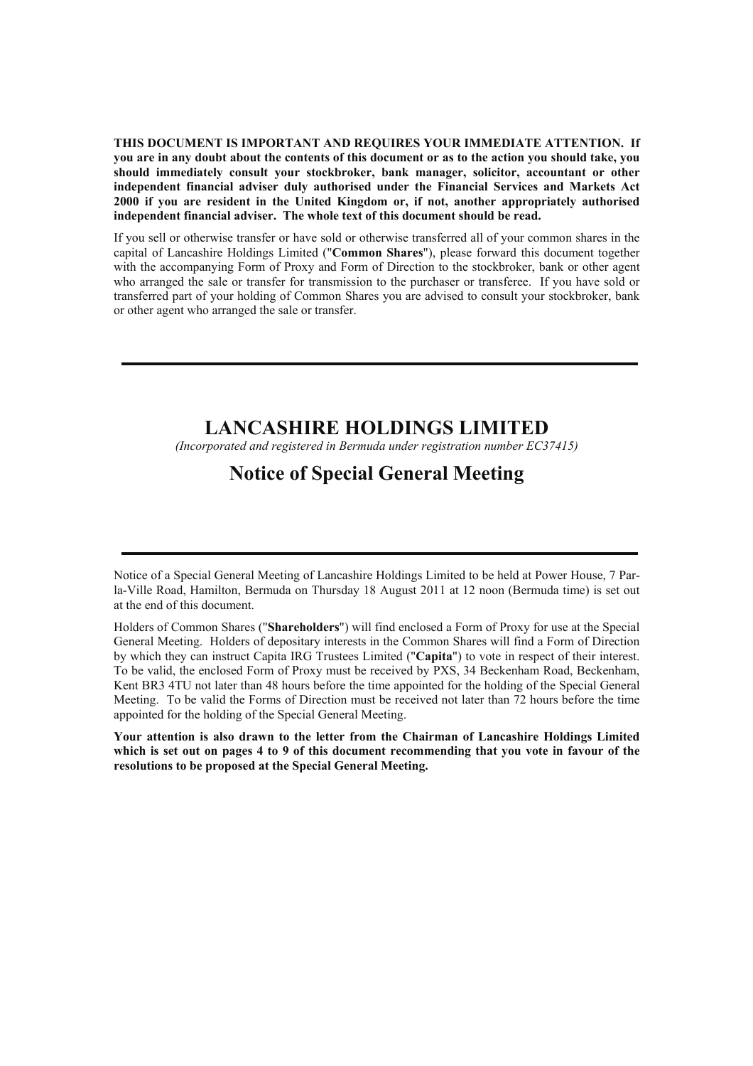**THIS DOCUMENT IS IMPORTANT AND REQUIRES YOUR IMMEDIATE ATTENTION. If you are in any doubt about the contents of this document or as to the action you should take, you should immediately consult your stockbroker, bank manager, solicitor, accountant or other independent financial adviser duly authorised under the Financial Services and Markets Act 2000 if you are resident in the United Kingdom or, if not, another appropriately authorised independent financial adviser. The whole text of this document should be read.**

If you sell or otherwise transfer or have sold or otherwise transferred all of your common shares in the capital of Lancashire Holdings Limited ("**Common Shares**"), please forward this document together with the accompanying Form of Proxy and Form of Direction to the stockbroker, bank or other agent who arranged the sale or transfer for transmission to the purchaser or transferee. If you have sold or transferred part of your holding of Common Shares you are advised to consult your stockbroker, bank or other agent who arranged the sale or transfer.

---

# LANCASHIRE HOLDINGS LIMITED

*(Incorporated and registered in Bermuda under registration number EC37415)*

## Notice of Special General Meeting

---

Notice of a Special General Meeting of Lancashire Holdings Limited to be held at Power House, 7 Par-la-Ville Road, Hamilton, Bermuda on Thursday 18 August 2011 at 12 noon (Bermuda time) is set out at the end of this document.

Holders of Common Shares ("**Shareholders**") will find enclosed a Form of Proxy for use at the Special General Meeting. Holders of depositary interests in the Common Shares will find a Form of Direction by which they can instruct Capita IRG Trustees Limited ("**Capita**") to vote in respect of their interest. To be valid, the enclosed Form of Proxy must be received by PXS, 34 Beckenham Road, Beckenham, Kent BR3 4TU not later than 48 hours before the time appointed for the holding of the Special General Meeting. To be valid the Forms of Direction must be received not later than 72 hours before the time appointed for the holding of the Special General Meeting.

**Your attention is also drawn to the letter from the Chairman of Lancashire Holdings Limited which is set out on pages 4 to 9 of this document recommending that you vote in favour of the resolutions to be proposed at the Special General Meeting.**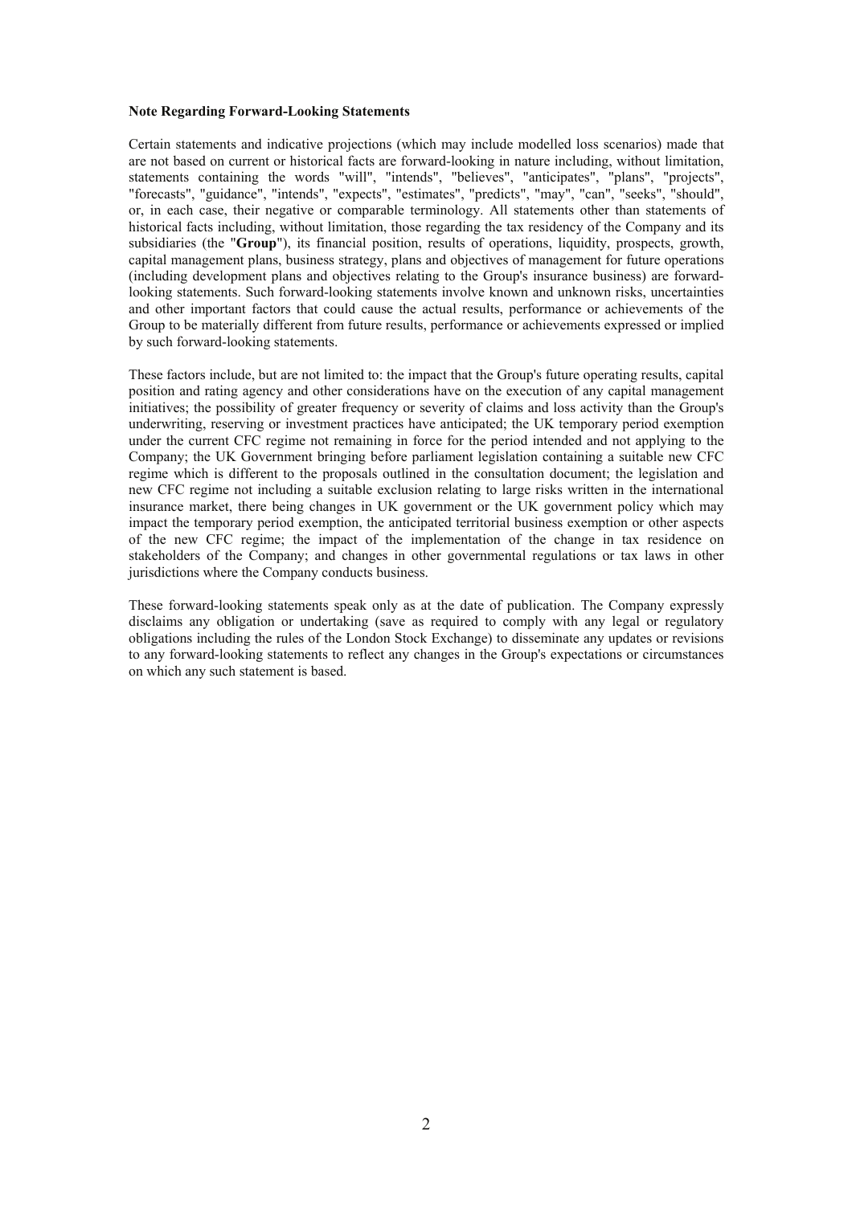**Note Regarding Forward-Looking Statements**

Certain statements and indicative projections (which may include modelled loss scenarios) made that are not based on current or historical facts are forward-looking in nature including, without limitation, statements containing the words "will", "intends", "believes", "anticipates", "plans", "projects", "forecasts", "guidance", "intends", "expects", "estimates", "predicts", "may", "can", "seeks", "should", or, in each case, their negative or comparable terminology. All statements other than statements of historical facts including, without limitation, those regarding the tax residency of the Company and its subsidiaries (the "**Group**"), its financial position, results of operations, liquidity, prospects, growth, capital management plans, business strategy, plans and objectives of management for future operations (including development plans and objectives relating to the Group's insurance business) are forward-looking statements. Such forward-looking statements involve known and unknown risks, uncertainties and other important factors that could cause the actual results, performance or achievements of the Group to be materially different from future results, performance or achievements expressed or implied by such forward-looking statements.

These factors include, but are not limited to: the impact that the Group's future operating results, capital position and rating agency and other considerations have on the execution of any capital management initiatives; the possibility of greater frequency or severity of claims and loss activity than the Group's underwriting, reserving or investment practices have anticipated; the UK temporary period exemption under the current CFC regime not remaining in force for the period intended and not applying to the Company; the UK Government bringing before parliament legislation containing a suitable new CFC regime which is different to the proposals outlined in the consultation document; the legislation and new CFC regime not including a suitable exclusion relating to large risks written in the international insurance market, there being changes in UK government or the UK government policy which may impact the temporary period exemption, the anticipated territorial business exemption or other aspects of the new CFC regime; the impact of the implementation of the change in tax residence on stakeholders of the Company; and changes in other governmental regulations or tax laws in other jurisdictions where the Company conducts business.

These forward-looking statements speak only as at the date of publication. The Company expressly disclaims any obligation or undertaking (save as required to comply with any legal or regulatory obligations including the rules of the London Stock Exchange) to disseminate any updates or revisions to any forward-looking statements to reflect any changes in the Group's expectations or circumstances on which any such statement is based.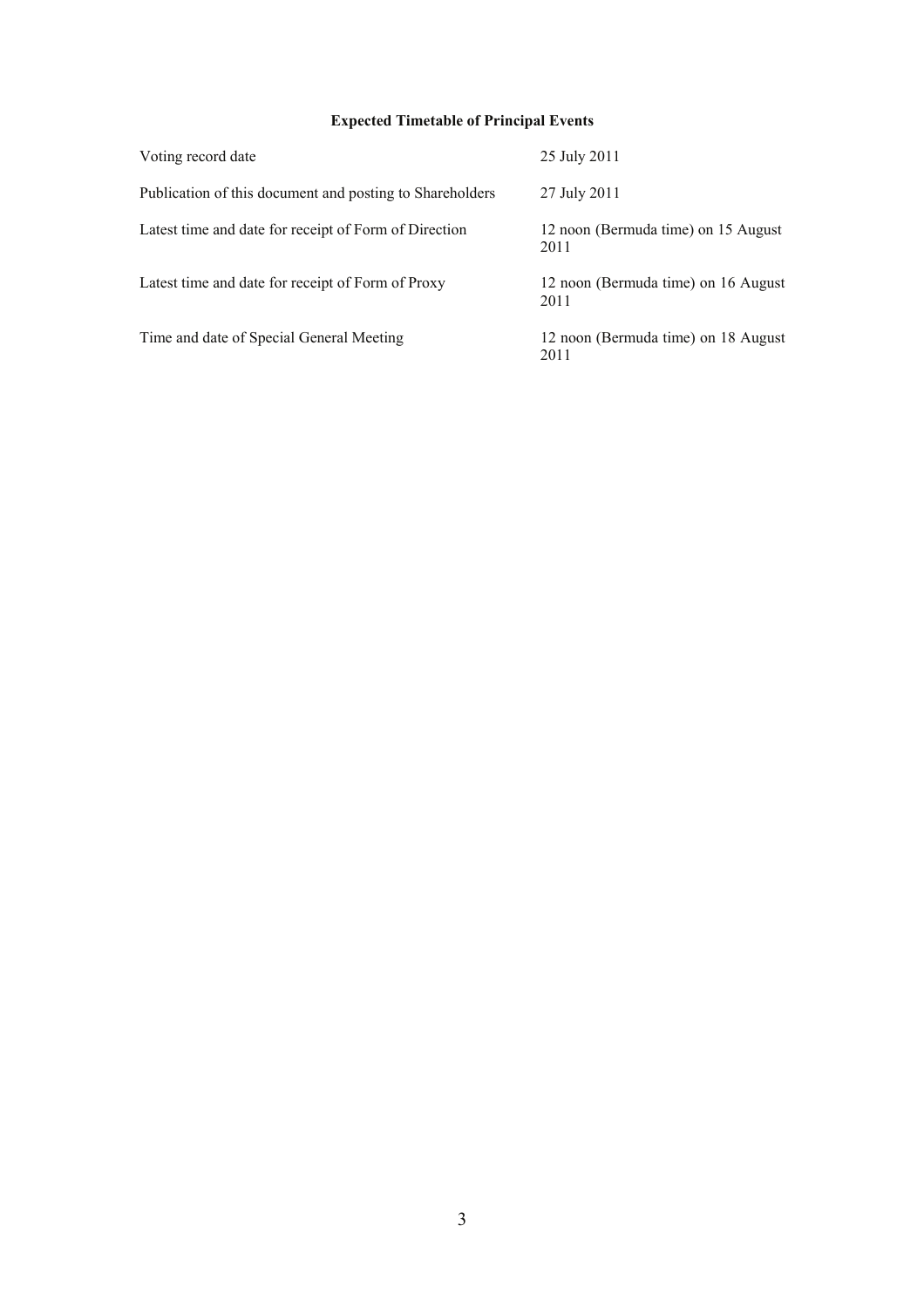**Expected Timetable of Principal Events**

| | |
|---|---|
| Voting record date | 25 July 2011 |
| Publication of this document and posting to Shareholders | 27 July 2011 |
| Latest time and date for receipt of Form of Direction | 12 noon (Bermuda time) on 15 August 2011 |
| Latest time and date for receipt of Form of Proxy | 12 noon (Bermuda time) on 16 August 2011 |
| Time and date of Special General Meeting | 12 noon (Bermuda time) on 18 August 2011 |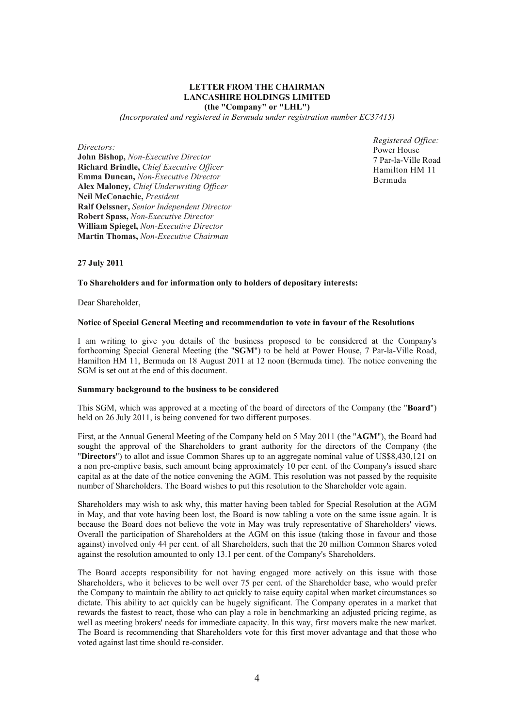**LETTER FROM THE CHAIRMAN**
**LANCASHIRE HOLDINGS LIMITED**
**(the "Company" or "LHL")**
*(Incorporated and registered in Bermuda under registration number EC37415)*

*Directors:*
**John Bishop,** *Non-Executive Director*
**Richard Brindle,** *Chief Executive Officer*
**Emma Duncan,** *Non-Executive Director*
**Alex Maloney,** *Chief Underwriting Officer*
**Neil McConachie,** *President*
**Ralf Oelssner,** *Senior Independent Director*
**Robert Spass,** *Non-Executive Director*
**William Spiegel,** *Non-Executive Director*
**Martin Thomas,** *Non-Executive Chairman*

*Registered Office:*
Power House
7 Par-la-Ville Road
Hamilton HM 11
Bermuda

**27 July 2011**

**To Shareholders and for information only to holders of depositary interests:**

Dear Shareholder,

**Notice of Special General Meeting and recommendation to vote in favour of the Resolutions**

I am writing to give you details of the business proposed to be considered at the Company's forthcoming Special General Meeting (the "**SGM**") to be held at Power House, 7 Par-la-Ville Road, Hamilton HM 11, Bermuda on 18 August 2011 at 12 noon (Bermuda time). The notice convening the SGM is set out at the end of this document.

**Summary background to the business to be considered**

This SGM, which was approved at a meeting of the board of directors of the Company (the "**Board**") held on 26 July 2011, is being convened for two different purposes.

First, at the Annual General Meeting of the Company held on 5 May 2011 (the "**AGM**"), the Board had sought the approval of the Shareholders to grant authority for the directors of the Company (the "**Directors**") to allot and issue Common Shares up to an aggregate nominal value of US$8,430,121 on a non pre-emptive basis, such amount being approximately 10 per cent. of the Company's issued share capital as at the date of the notice convening the AGM. This resolution was not passed by the requisite number of Shareholders. The Board wishes to put this resolution to the Shareholder vote again.

Shareholders may wish to ask why, this matter having been tabled for Special Resolution at the AGM in May, and that vote having been lost, the Board is now tabling a vote on the same issue again. It is because the Board does not believe the vote in May was truly representative of Shareholders' views. Overall the participation of Shareholders at the AGM on this issue (taking those in favour and those against) involved only 44 per cent. of all Shareholders, such that the 20 million Common Shares voted against the resolution amounted to only 13.1 per cent. of the Company's Shareholders.

The Board accepts responsibility for not having engaged more actively on this issue with those Shareholders, who it believes to be well over 75 per cent. of the Shareholder base, who would prefer the Company to maintain the ability to act quickly to raise equity capital when market circumstances so dictate. This ability to act quickly can be hugely significant. The Company operates in a market that rewards the fastest to react, those who can play a role in benchmarking an adjusted pricing regime, as well as meeting brokers' needs for immediate capacity. In this way, first movers make the new market. The Board is recommending that Shareholders vote for this first mover advantage and that those who voted against last time should re-consider.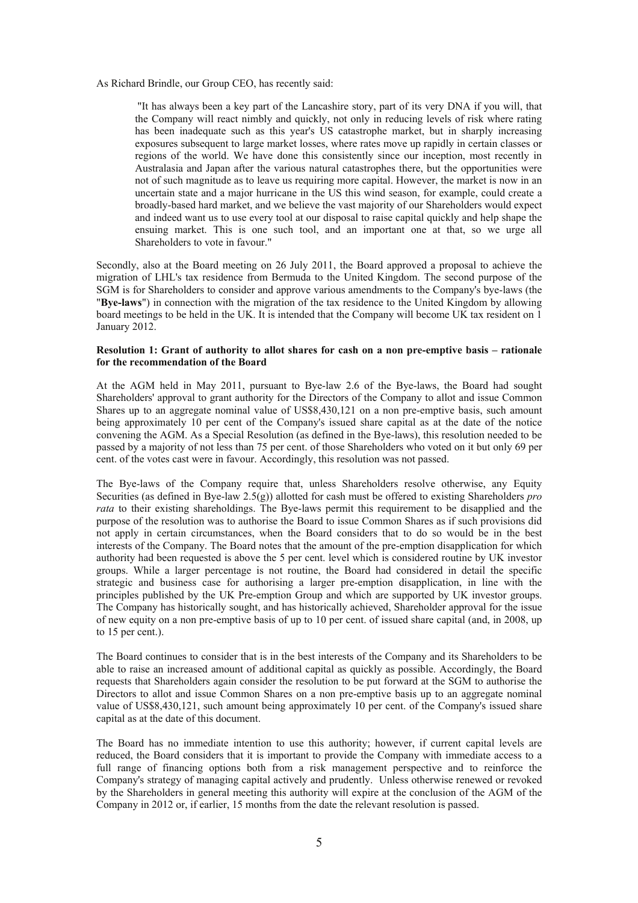As Richard Brindle, our Group CEO, has recently said:

> "It has always been a key part of the Lancashire story, part of its very DNA if you will, that the Company will react nimbly and quickly, not only in reducing levels of risk where rating has been inadequate such as this year's US catastrophe market, but in sharply increasing exposures subsequent to large market losses, where rates move up rapidly in certain classes or regions of the world. We have done this consistently since our inception, most recently in Australasia and Japan after the various natural catastrophes there, but the opportunities were not of such magnitude as to leave us requiring more capital. However, the market is now in an uncertain state and a major hurricane in the US this wind season, for example, could create a broadly-based hard market, and we believe the vast majority of our Shareholders would expect and indeed want us to use every tool at our disposal to raise capital quickly and help shape the ensuing market. This is one such tool, and an important one at that, so we urge all Shareholders to vote in favour."

Secondly, also at the Board meeting on 26 July 2011, the Board approved a proposal to achieve the migration of LHL's tax residence from Bermuda to the United Kingdom. The second purpose of the SGM is for Shareholders to consider and approve various amendments to the Company's bye-laws (the "**Bye-laws**") in connection with the migration of the tax residence to the United Kingdom by allowing board meetings to be held in the UK. It is intended that the Company will become UK tax resident on 1 January 2012.

**Resolution 1: Grant of authority to allot shares for cash on a non pre-emptive basis – rationale for the recommendation of the Board**

At the AGM held in May 2011, pursuant to Bye-law 2.6 of the Bye-laws, the Board had sought Shareholders' approval to grant authority for the Directors of the Company to allot and issue Common Shares up to an aggregate nominal value of US$8,430,121 on a non pre-emptive basis, such amount being approximately 10 per cent of the Company's issued share capital as at the date of the notice convening the AGM. As a Special Resolution (as defined in the Bye-laws), this resolution needed to be passed by a majority of not less than 75 per cent. of those Shareholders who voted on it but only 69 per cent. of the votes cast were in favour. Accordingly, this resolution was not passed.

The Bye-laws of the Company require that, unless Shareholders resolve otherwise, any Equity Securities (as defined in Bye-law 2.5(g)) allotted for cash must be offered to existing Shareholders *pro rata* to their existing shareholdings. The Bye-laws permit this requirement to be disapplied and the purpose of the resolution was to authorise the Board to issue Common Shares as if such provisions did not apply in certain circumstances, when the Board considers that to do so would be in the best interests of the Company. The Board notes that the amount of the pre-emption disapplication for which authority had been requested is above the 5 per cent. level which is considered routine by UK investor groups. While a larger percentage is not routine, the Board had considered in detail the specific strategic and business case for authorising a larger pre-emption disapplication, in line with the principles published by the UK Pre-emption Group and which are supported by UK investor groups. The Company has historically sought, and has historically achieved, Shareholder approval for the issue of new equity on a non pre-emptive basis of up to 10 per cent. of issued share capital (and, in 2008, up to 15 per cent.).

The Board continues to consider that is in the best interests of the Company and its Shareholders to be able to raise an increased amount of additional capital as quickly as possible. Accordingly, the Board requests that Shareholders again consider the resolution to be put forward at the SGM to authorise the Directors to allot and issue Common Shares on a non pre-emptive basis up to an aggregate nominal value of US$8,430,121, such amount being approximately 10 per cent. of the Company's issued share capital as at the date of this document.

The Board has no immediate intention to use this authority; however, if current capital levels are reduced, the Board considers that it is important to provide the Company with immediate access to a full range of financing options both from a risk management perspective and to reinforce the Company's strategy of managing capital actively and prudently. Unless otherwise renewed or revoked by the Shareholders in general meeting this authority will expire at the conclusion of the AGM of the Company in 2012 or, if earlier, 15 months from the date the relevant resolution is passed.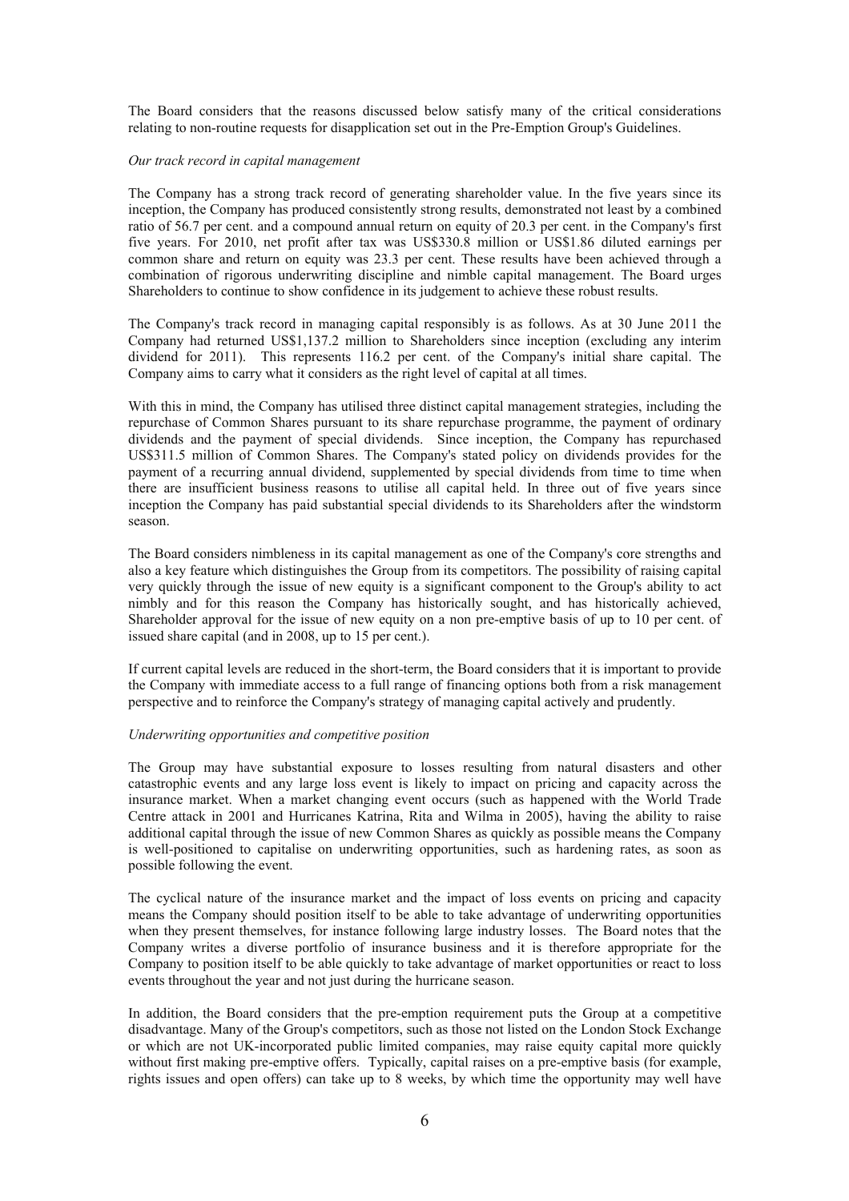The Board considers that the reasons discussed below satisfy many of the critical considerations relating to non-routine requests for disapplication set out in the Pre-Emption Group's Guidelines.

*Our track record in capital management*

The Company has a strong track record of generating shareholder value. In the five years since its inception, the Company has produced consistently strong results, demonstrated not least by a combined ratio of 56.7 per cent. and a compound annual return on equity of 20.3 per cent. in the Company's first five years. For 2010, net profit after tax was US$330.8 million or US$1.86 diluted earnings per common share and return on equity was 23.3 per cent. These results have been achieved through a combination of rigorous underwriting discipline and nimble capital management. The Board urges Shareholders to continue to show confidence in its judgement to achieve these robust results.

The Company's track record in managing capital responsibly is as follows. As at 30 June 2011 the Company had returned US$1,137.2 million to Shareholders since inception (excluding any interim dividend for 2011). This represents 116.2 per cent. of the Company's initial share capital. The Company aims to carry what it considers as the right level of capital at all times.

With this in mind, the Company has utilised three distinct capital management strategies, including the repurchase of Common Shares pursuant to its share repurchase programme, the payment of ordinary dividends and the payment of special dividends. Since inception, the Company has repurchased US$311.5 million of Common Shares. The Company's stated policy on dividends provides for the payment of a recurring annual dividend, supplemented by special dividends from time to time when there are insufficient business reasons to utilise all capital held. In three out of five years since inception the Company has paid substantial special dividends to its Shareholders after the windstorm season.

The Board considers nimbleness in its capital management as one of the Company's core strengths and also a key feature which distinguishes the Group from its competitors. The possibility of raising capital very quickly through the issue of new equity is a significant component to the Group's ability to act nimbly and for this reason the Company has historically sought, and has historically achieved, Shareholder approval for the issue of new equity on a non pre-emptive basis of up to 10 per cent. of issued share capital (and in 2008, up to 15 per cent.).

If current capital levels are reduced in the short-term, the Board considers that it is important to provide the Company with immediate access to a full range of financing options both from a risk management perspective and to reinforce the Company's strategy of managing capital actively and prudently.

*Underwriting opportunities and competitive position*

The Group may have substantial exposure to losses resulting from natural disasters and other catastrophic events and any large loss event is likely to impact on pricing and capacity across the insurance market. When a market changing event occurs (such as happened with the World Trade Centre attack in 2001 and Hurricanes Katrina, Rita and Wilma in 2005), having the ability to raise additional capital through the issue of new Common Shares as quickly as possible means the Company is well-positioned to capitalise on underwriting opportunities, such as hardening rates, as soon as possible following the event.

The cyclical nature of the insurance market and the impact of loss events on pricing and capacity means the Company should position itself to be able to take advantage of underwriting opportunities when they present themselves, for instance following large industry losses. The Board notes that the Company writes a diverse portfolio of insurance business and it is therefore appropriate for the Company to position itself to be able quickly to take advantage of market opportunities or react to loss events throughout the year and not just during the hurricane season.

In addition, the Board considers that the pre-emption requirement puts the Group at a competitive disadvantage. Many of the Group's competitors, such as those not listed on the London Stock Exchange or which are not UK-incorporated public limited companies, may raise equity capital more quickly without first making pre-emptive offers. Typically, capital raises on a pre-emptive basis (for example, rights issues and open offers) can take up to 8 weeks, by which time the opportunity may well have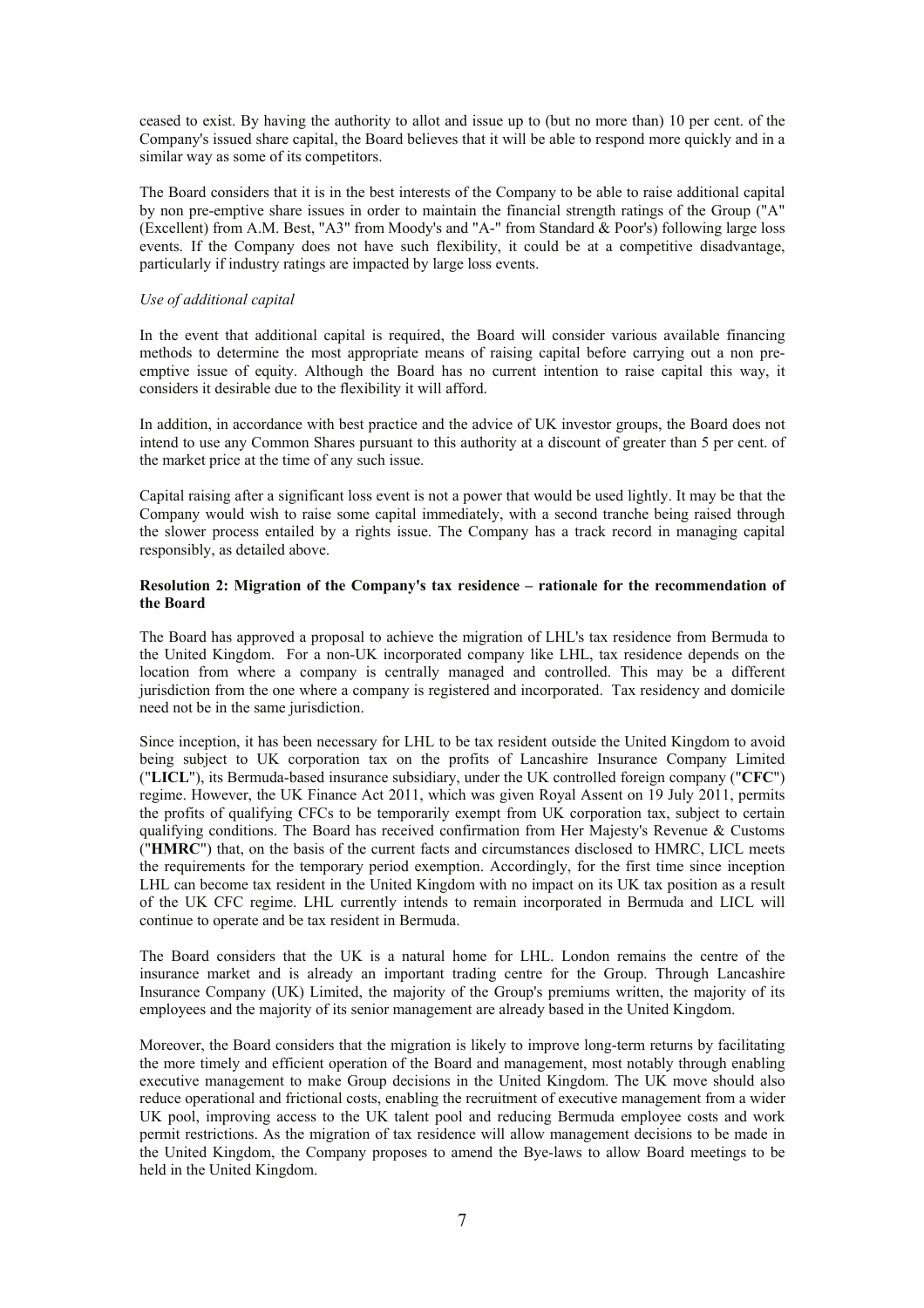ceased to exist. By having the authority to allot and issue up to (but no more than) 10 per cent. of the Company's issued share capital, the Board believes that it will be able to respond more quickly and in a similar way as some of its competitors.

The Board considers that it is in the best interests of the Company to be able to raise additional capital by non pre-emptive share issues in order to maintain the financial strength ratings of the Group ("A" (Excellent) from A.M. Best, "A3" from Moody's and "A-" from Standard & Poor's) following large loss events. If the Company does not have such flexibility, it could be at a competitive disadvantage, particularly if industry ratings are impacted by large loss events.

*Use of additional capital*

In the event that additional capital is required, the Board will consider various available financing methods to determine the most appropriate means of raising capital before carrying out a non pre-emptive issue of equity. Although the Board has no current intention to raise capital this way, it considers it desirable due to the flexibility it will afford.

In addition, in accordance with best practice and the advice of UK investor groups, the Board does not intend to use any Common Shares pursuant to this authority at a discount of greater than 5 per cent. of the market price at the time of any such issue.

Capital raising after a significant loss event is not a power that would be used lightly. It may be that the Company would wish to raise some capital immediately, with a second tranche being raised through the slower process entailed by a rights issue. The Company has a track record in managing capital responsibly, as detailed above.

**Resolution 2: Migration of the Company's tax residence – rationale for the recommendation of the Board**

The Board has approved a proposal to achieve the migration of LHL's tax residence from Bermuda to the United Kingdom. For a non-UK incorporated company like LHL, tax residence depends on the location from where a company is centrally managed and controlled. This may be a different jurisdiction from the one where a company is registered and incorporated. Tax residency and domicile need not be in the same jurisdiction.

Since inception, it has been necessary for LHL to be tax resident outside the United Kingdom to avoid being subject to UK corporation tax on the profits of Lancashire Insurance Company Limited ("**LICL**"), its Bermuda-based insurance subsidiary, under the UK controlled foreign company ("**CFC**") regime. However, the UK Finance Act 2011, which was given Royal Assent on 19 July 2011, permits the profits of qualifying CFCs to be temporarily exempt from UK corporation tax, subject to certain qualifying conditions. The Board has received confirmation from Her Majesty's Revenue & Customs ("**HMRC**") that, on the basis of the current facts and circumstances disclosed to HMRC, LICL meets the requirements for the temporary period exemption. Accordingly, for the first time since inception LHL can become tax resident in the United Kingdom with no impact on its UK tax position as a result of the UK CFC regime. LHL currently intends to remain incorporated in Bermuda and LICL will continue to operate and be tax resident in Bermuda.

The Board considers that the UK is a natural home for LHL. London remains the centre of the insurance market and is already an important trading centre for the Group. Through Lancashire Insurance Company (UK) Limited, the majority of the Group's premiums written, the majority of its employees and the majority of its senior management are already based in the United Kingdom.

Moreover, the Board considers that the migration is likely to improve long-term returns by facilitating the more timely and efficient operation of the Board and management, most notably through enabling executive management to make Group decisions in the United Kingdom. The UK move should also reduce operational and frictional costs, enabling the recruitment of executive management from a wider UK pool, improving access to the UK talent pool and reducing Bermuda employee costs and work permit restrictions. As the migration of tax residence will allow management decisions to be made in the United Kingdom, the Company proposes to amend the Bye-laws to allow Board meetings to be held in the United Kingdom.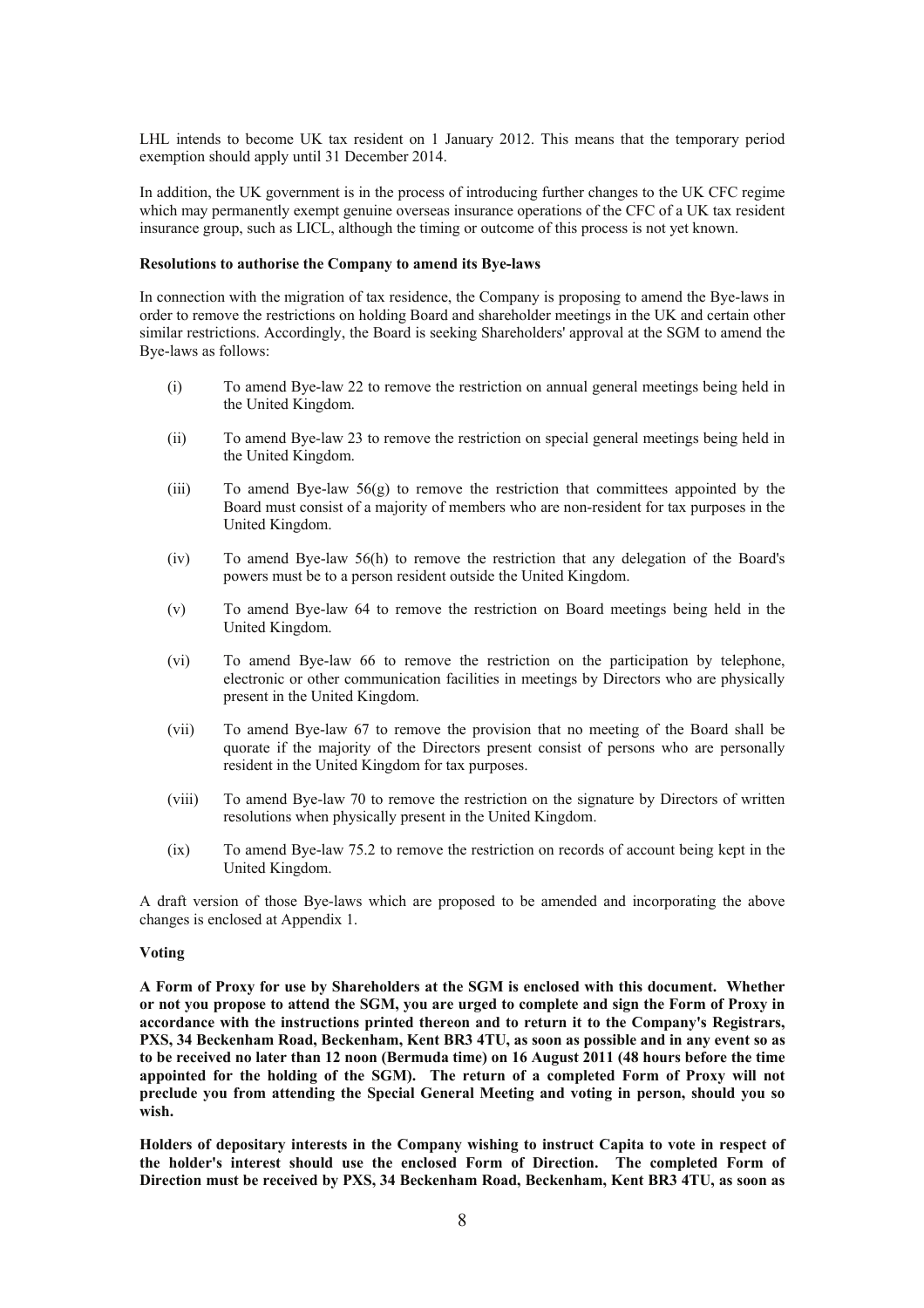LHL intends to become UK tax resident on 1 January 2012. This means that the temporary period exemption should apply until 31 December 2014.

In addition, the UK government is in the process of introducing further changes to the UK CFC regime which may permanently exempt genuine overseas insurance operations of the CFC of a UK tax resident insurance group, such as LICL, although the timing or outcome of this process is not yet known.

**Resolutions to authorise the Company to amend its Bye-laws**

In connection with the migration of tax residence, the Company is proposing to amend the Bye-laws in order to remove the restrictions on holding Board and shareholder meetings in the UK and certain other similar restrictions. Accordingly, the Board is seeking Shareholders' approval at the SGM to amend the Bye-laws as follows:

(i) To amend Bye-law 22 to remove the restriction on annual general meetings being held in the United Kingdom.

(ii) To amend Bye-law 23 to remove the restriction on special general meetings being held in the United Kingdom.

(iii) To amend Bye-law 56(g) to remove the restriction that committees appointed by the Board must consist of a majority of members who are non-resident for tax purposes in the United Kingdom.

(iv) To amend Bye-law 56(h) to remove the restriction that any delegation of the Board's powers must be to a person resident outside the United Kingdom.

(v) To amend Bye-law 64 to remove the restriction on Board meetings being held in the United Kingdom.

(vi) To amend Bye-law 66 to remove the restriction on the participation by telephone, electronic or other communication facilities in meetings by Directors who are physically present in the United Kingdom.

(vii) To amend Bye-law 67 to remove the provision that no meeting of the Board shall be quorate if the majority of the Directors present consist of persons who are personally resident in the United Kingdom for tax purposes.

(viii) To amend Bye-law 70 to remove the restriction on the signature by Directors of written resolutions when physically present in the United Kingdom.

(ix) To amend Bye-law 75.2 to remove the restriction on records of account being kept in the United Kingdom.

A draft version of those Bye-laws which are proposed to be amended and incorporating the above changes is enclosed at Appendix 1.

**Voting**

**A Form of Proxy for use by Shareholders at the SGM is enclosed with this document. Whether or not you propose to attend the SGM, you are urged to complete and sign the Form of Proxy in accordance with the instructions printed thereon and to return it to the Company's Registrars, PXS, 34 Beckenham Road, Beckenham, Kent BR3 4TU, as soon as possible and in any event so as to be received no later than 12 noon (Bermuda time) on 16 August 2011 (48 hours before the time appointed for the holding of the SGM). The return of a completed Form of Proxy will not preclude you from attending the Special General Meeting and voting in person, should you so wish.**

**Holders of depositary interests in the Company wishing to instruct Capita to vote in respect of the holder's interest should use the enclosed Form of Direction. The completed Form of Direction must be received by PXS, 34 Beckenham Road, Beckenham, Kent BR3 4TU, as soon as**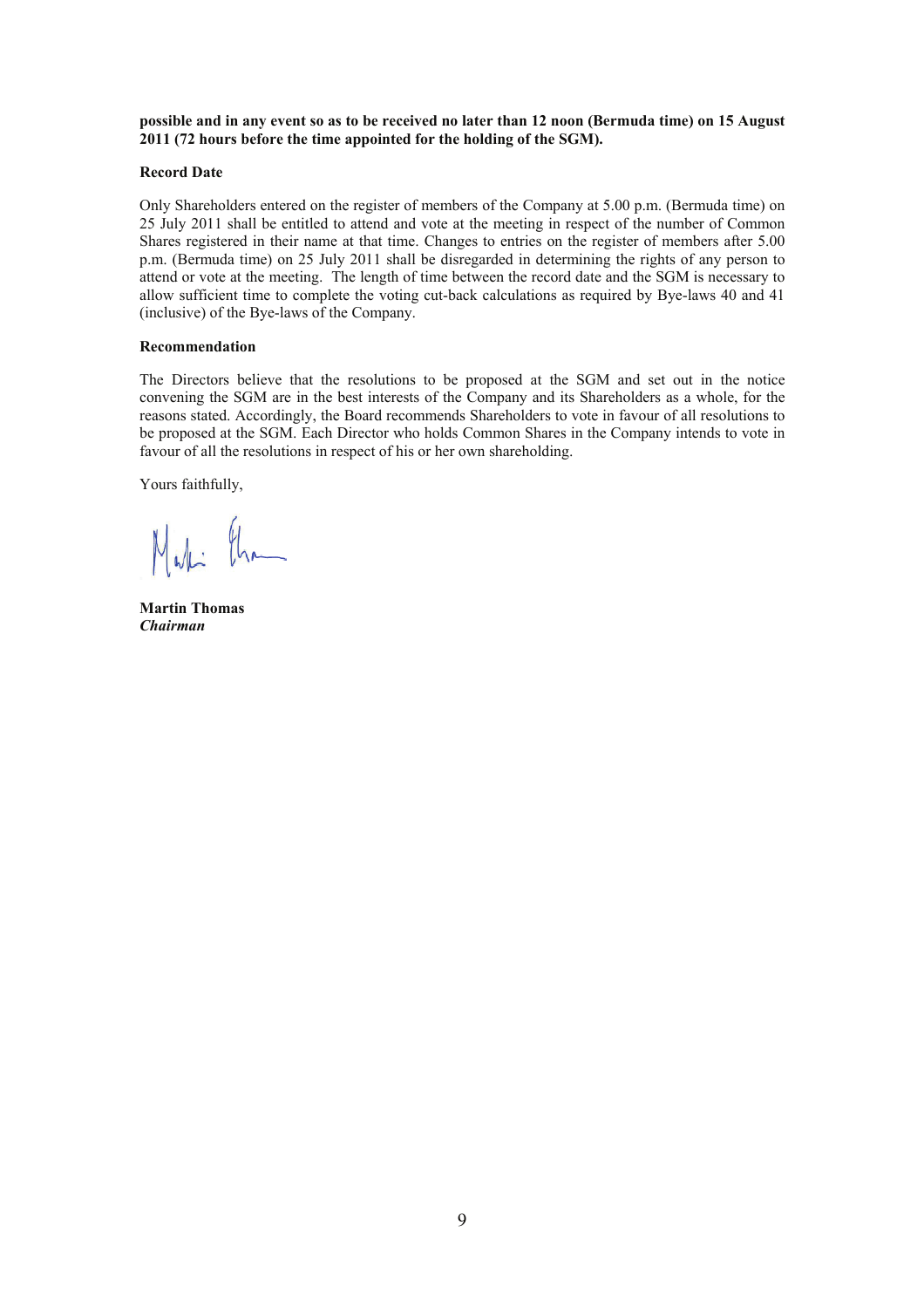**possible and in any event so as to be received no later than 12 noon (Bermuda time) on 15 August 2011 (72 hours before the time appointed for the holding of the SGM).**

**Record Date**

Only Shareholders entered on the register of members of the Company at 5.00 p.m. (Bermuda time) on 25 July 2011 shall be entitled to attend and vote at the meeting in respect of the number of Common Shares registered in their name at that time. Changes to entries on the register of members after 5.00 p.m. (Bermuda time) on 25 July 2011 shall be disregarded in determining the rights of any person to attend or vote at the meeting. The length of time between the record date and the SGM is necessary to allow sufficient time to complete the voting cut-back calculations as required by Bye-laws 40 and 41 (inclusive) of the Bye-laws of the Company.

**Recommendation**

The Directors believe that the resolutions to be proposed at the SGM and set out in the notice convening the SGM are in the best interests of the Company and its Shareholders as a whole, for the reasons stated. Accordingly, the Board recommends Shareholders to vote in favour of all resolutions to be proposed at the SGM. Each Director who holds Common Shares in the Company intends to vote in favour of all the resolutions in respect of his or her own shareholding.

Yours faithfully,

**Martin Thomas**
***Chairman***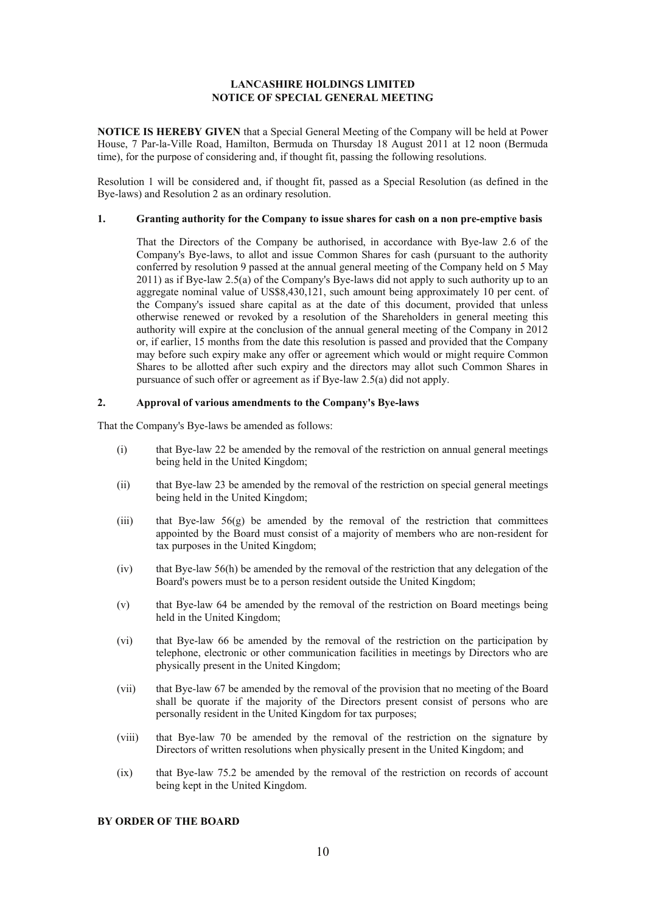# LANCASHIRE HOLDINGS LIMITED
## NOTICE OF SPECIAL GENERAL MEETING

**NOTICE IS HEREBY GIVEN** that a Special General Meeting of the Company will be held at Power House, 7 Par-la-Ville Road, Hamilton, Bermuda on Thursday 18 August 2011 at 12 noon (Bermuda time), for the purpose of considering and, if thought fit, passing the following resolutions.

Resolution 1 will be considered and, if thought fit, passed as a Special Resolution (as defined in the Bye-laws) and Resolution 2 as an ordinary resolution.

### 1. Granting authority for the Company to issue shares for cash on a non pre-emptive basis

That the Directors of the Company be authorised, in accordance with Bye-law 2.6 of the Company's Bye-laws, to allot and issue Common Shares for cash (pursuant to the authority conferred by resolution 9 passed at the annual general meeting of the Company held on 5 May 2011) as if Bye-law 2.5(a) of the Company's Bye-laws did not apply to such authority up to an aggregate nominal value of US$8,430,121, such amount being approximately 10 per cent. of the Company's issued share capital as at the date of this document, provided that unless otherwise renewed or revoked by a resolution of the Shareholders in general meeting this authority will expire at the conclusion of the annual general meeting of the Company in 2012 or, if earlier, 15 months from the date this resolution is passed and provided that the Company may before such expiry make any offer or agreement which would or might require Common Shares to be allotted after such expiry and the directors may allot such Common Shares in pursuance of such offer or agreement as if Bye-law 2.5(a) did not apply.

### 2. Approval of various amendments to the Company's Bye-laws

That the Company's Bye-laws be amended as follows:

(i) that Bye-law 22 be amended by the removal of the restriction on annual general meetings being held in the United Kingdom;

(ii) that Bye-law 23 be amended by the removal of the restriction on special general meetings being held in the United Kingdom;

(iii) that Bye-law 56(g) be amended by the removal of the restriction that committees appointed by the Board must consist of a majority of members who are non-resident for tax purposes in the United Kingdom;

(iv) that Bye-law 56(h) be amended by the removal of the restriction that any delegation of the Board's powers must be to a person resident outside the United Kingdom;

(v) that Bye-law 64 be amended by the removal of the restriction on Board meetings being held in the United Kingdom;

(vi) that Bye-law 66 be amended by the removal of the restriction on the participation by telephone, electronic or other communication facilities in meetings by Directors who are physically present in the United Kingdom;

(vii) that Bye-law 67 be amended by the removal of the provision that no meeting of the Board shall be quorate if the majority of the Directors present consist of persons who are personally resident in the United Kingdom for tax purposes;

(viii) that Bye-law 70 be amended by the removal of the restriction on the signature by Directors of written resolutions when physically present in the United Kingdom; and

(ix) that Bye-law 75.2 be amended by the removal of the restriction on records of account being kept in the United Kingdom.

**BY ORDER OF THE BOARD**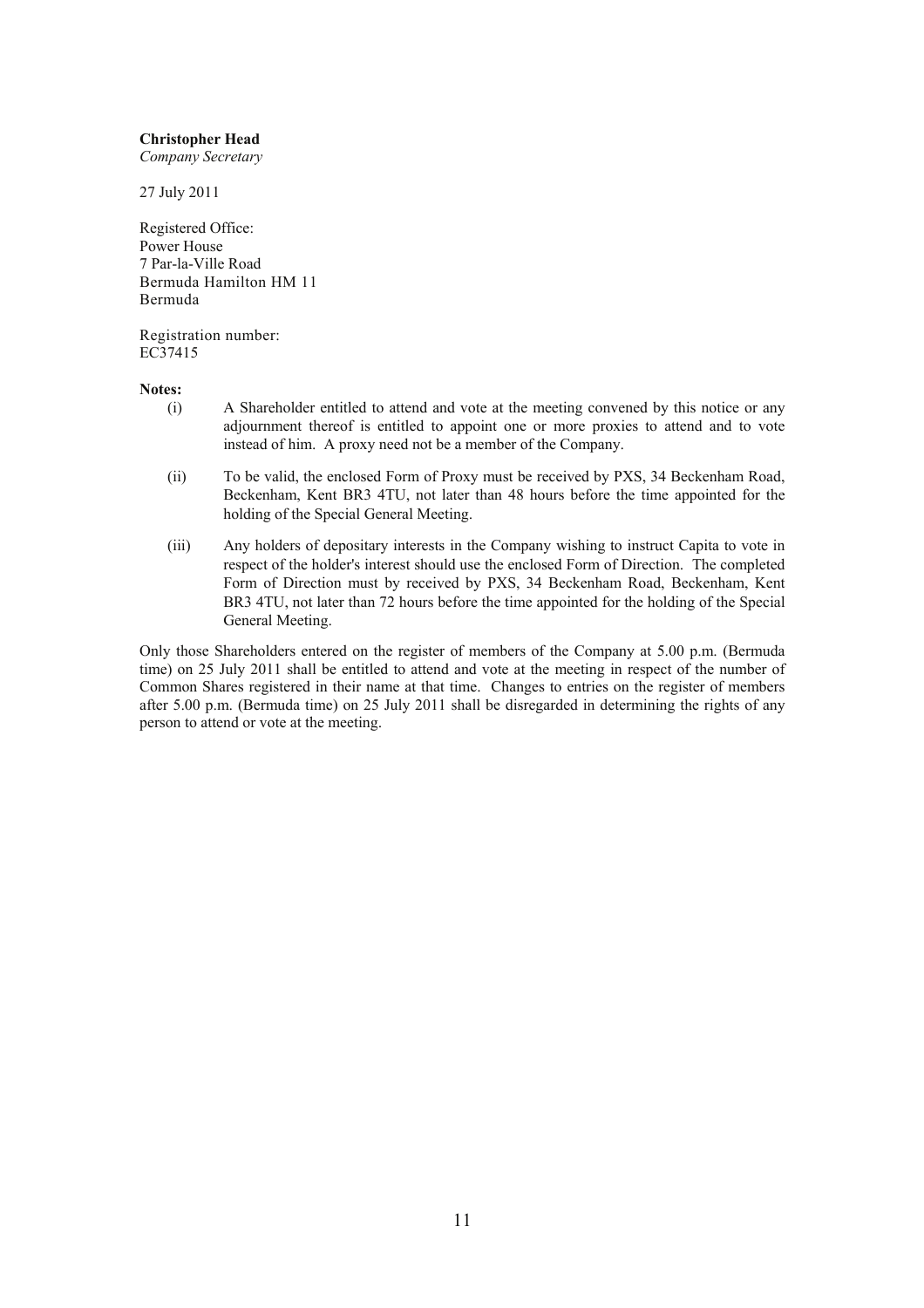**Christopher Head**
*Company Secretary*

27 July 2011

Registered Office:
Power House
7 Par-la-Ville Road
Bermuda Hamilton HM 11
Bermuda

Registration number:
EC37415

**Notes:**

(i) A Shareholder entitled to attend and vote at the meeting convened by this notice or any adjournment thereof is entitled to appoint one or more proxies to attend and to vote instead of him. A proxy need not be a member of the Company.

(ii) To be valid, the enclosed Form of Proxy must be received by PXS, 34 Beckenham Road, Beckenham, Kent BR3 4TU, not later than 48 hours before the time appointed for the holding of the Special General Meeting.

(iii) Any holders of depositary interests in the Company wishing to instruct Capita to vote in respect of the holder's interest should use the enclosed Form of Direction. The completed Form of Direction must by received by PXS, 34 Beckenham Road, Beckenham, Kent BR3 4TU, not later than 72 hours before the time appointed for the holding of the Special General Meeting.

Only those Shareholders entered on the register of members of the Company at 5.00 p.m. (Bermuda time) on 25 July 2011 shall be entitled to attend and vote at the meeting in respect of the number of Common Shares registered in their name at that time. Changes to entries on the register of members after 5.00 p.m. (Bermuda time) on 25 July 2011 shall be disregarded in determining the rights of any person to attend or vote at the meeting.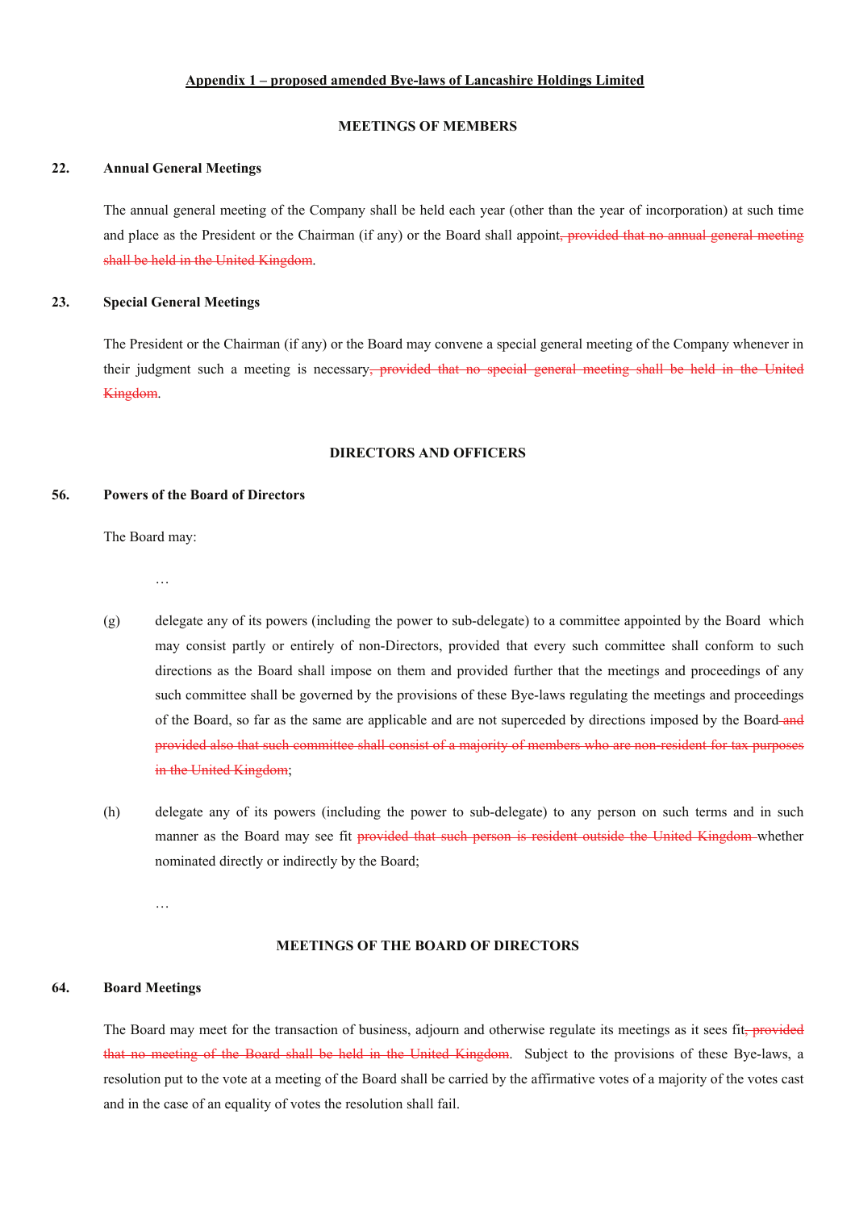**Appendix 1 – proposed amended Bye-laws of Lancashire Holdings Limited**

**MEETINGS OF MEMBERS**

**22. Annual General Meetings**

The annual general meeting of the Company shall be held each year (other than the year of incorporation) at such time and place as the President or the Chairman (if any) or the Board shall appoint~~, provided that no annual general meeting shall be held in the United Kingdom~~.

**23. Special General Meetings**

The President or the Chairman (if any) or the Board may convene a special general meeting of the Company whenever in their judgment such a meeting is necessary~~, provided that no special general meeting shall be held in the United Kingdom~~.

**DIRECTORS AND OFFICERS**

**56. Powers of the Board of Directors**

The Board may:

…

(g) delegate any of its powers (including the power to sub-delegate) to a committee appointed by the Board which may consist partly or entirely of non-Directors, provided that every such committee shall conform to such directions as the Board shall impose on them and provided further that the meetings and proceedings of any such committee shall be governed by the provisions of these Bye-laws regulating the meetings and proceedings of the Board, so far as the same are applicable and are not superceded by directions imposed by the Board ~~and provided also that such committee shall consist of a majority of members who are non-resident for tax purposes in the United Kingdom~~;

(h) delegate any of its powers (including the power to sub-delegate) to any person on such terms and in such manner as the Board may see fit ~~provided that such person is resident outside the United Kingdom~~ whether nominated directly or indirectly by the Board;

…

**MEETINGS OF THE BOARD OF DIRECTORS**

**64. Board Meetings**

The Board may meet for the transaction of business, adjourn and otherwise regulate its meetings as it sees fit~~, provided that no meeting of the Board shall be held in the United Kingdom~~. Subject to the provisions of these Bye-laws, a resolution put to the vote at a meeting of the Board shall be carried by the affirmative votes of a majority of the votes cast and in the case of an equality of votes the resolution shall fail.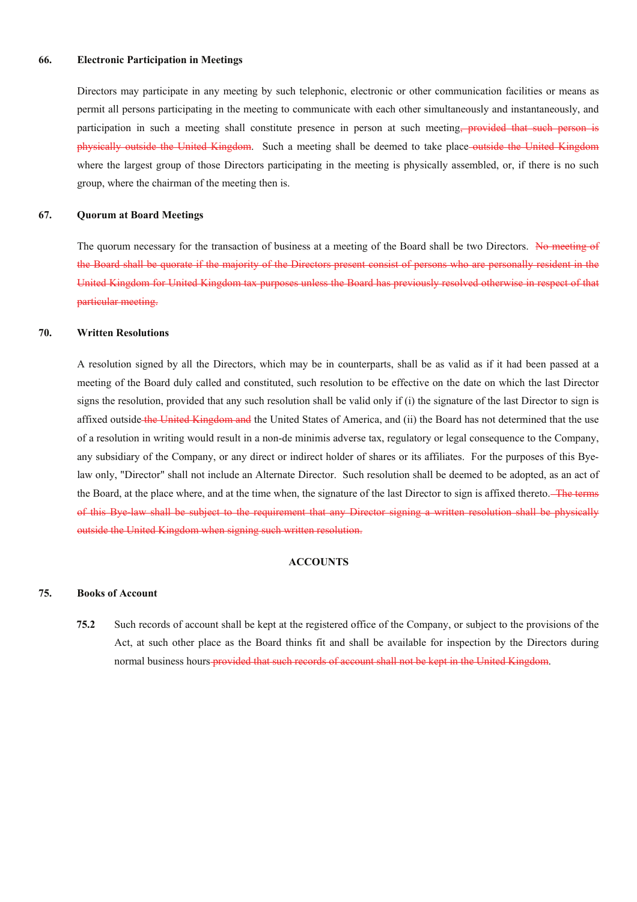**66. Electronic Participation in Meetings**

Directors may participate in any meeting by such telephonic, electronic or other communication facilities or means as permit all persons participating in the meeting to communicate with each other simultaneously and instantaneously, and participation in such a meeting shall constitute presence in person at such meeting~~, provided that such person is physically outside the United Kingdom~~. Such a meeting shall be deemed to take place~~ outside the United Kingdom~~ where the largest group of those Directors participating in the meeting is physically assembled, or, if there is no such group, where the chairman of the meeting then is.

**67. Quorum at Board Meetings**

The quorum necessary for the transaction of business at a meeting of the Board shall be two Directors. ~~No meeting of the Board shall be quorate if the majority of the Directors present consist of persons who are personally resident in the United Kingdom for United Kingdom tax purposes unless the Board has previously resolved otherwise in respect of that particular meeting.~~

**70. Written Resolutions**

A resolution signed by all the Directors, which may be in counterparts, shall be as valid as if it had been passed at a meeting of the Board duly called and constituted, such resolution to be effective on the date on which the last Director signs the resolution, provided that any such resolution shall be valid only if (i) the signature of the last Director to sign is affixed outside~~ the United Kingdom and~~ the United States of America, and (ii) the Board has not determined that the use of a resolution in writing would result in a non-de minimis adverse tax, regulatory or legal consequence to the Company, any subsidiary of the Company, or any direct or indirect holder of shares or its affiliates. For the purposes of this Bye-law only, "Director" shall not include an Alternate Director. Such resolution shall be deemed to be adopted, as an act of the Board, at the place where, and at the time when, the signature of the last Director to sign is affixed thereto.~~ The terms of this Bye-law shall be subject to the requirement that any Director signing a written resolution shall be physically outside the United Kingdom when signing such written resolution.~~

## ACCOUNTS

**75. Books of Account**

**75.2** Such records of account shall be kept at the registered office of the Company, or subject to the provisions of the Act, at such other place as the Board thinks fit and shall be available for inspection by the Directors during normal business hours~~ provided that such records of account shall not be kept in the United Kingdom~~.